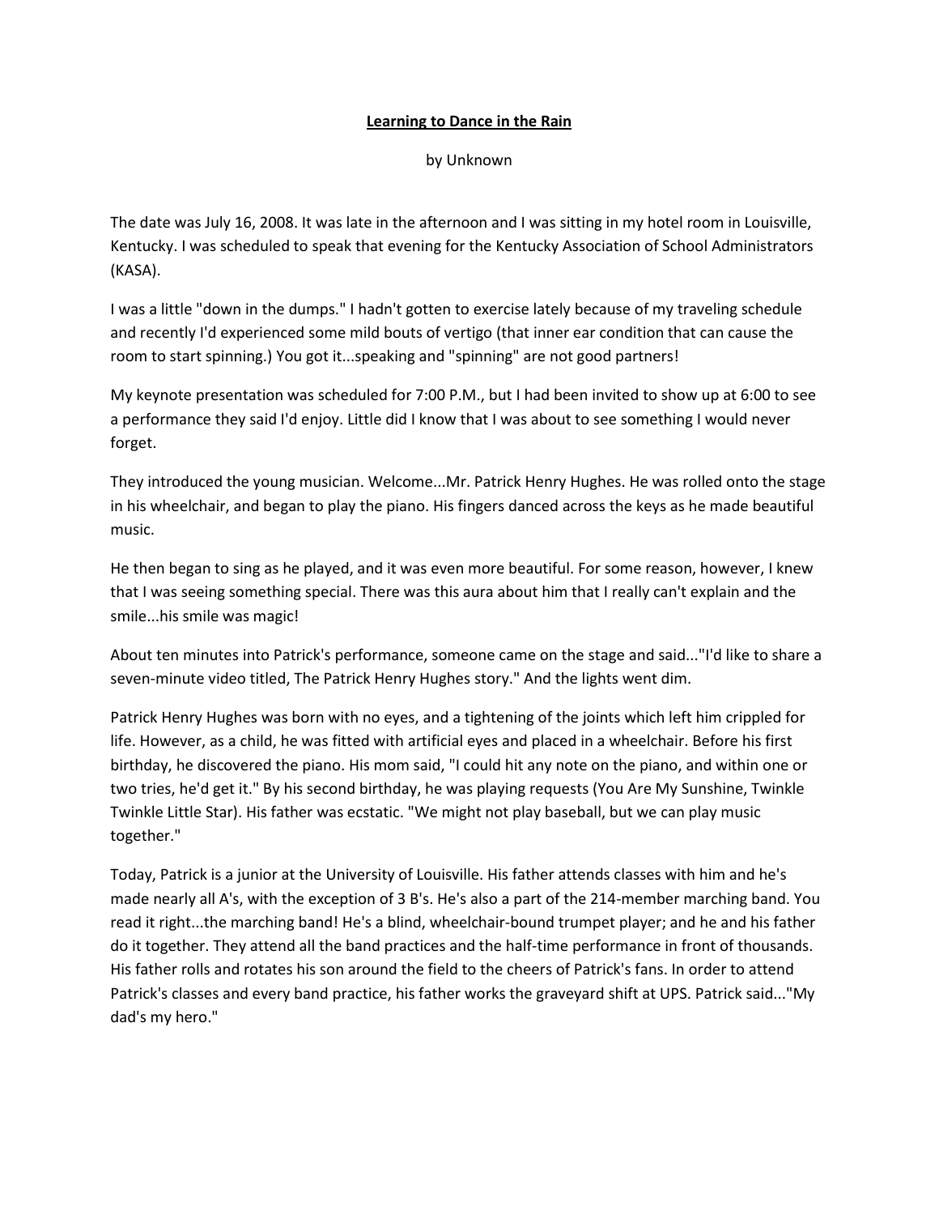# <u>Learning to Dance in the Rain</u>

by Unknown

The date was July 16, 2008. It was late in the afternoon and I was sitting in my hotel room in Louisville, Kentucky. I was scheduled to speak that evening for the Kentucky Association of School Administrators (KASA).

I was a little "down in the dumps." I hadn't gotten to exercise lately because of my traveling schedule and recently I'd experienced some mild bouts of vertigo (that inner ear condition that can cause the room to start spinning.) You got it...speaking and "spinning" are not good partners!

My keynote presentation was scheduled for 7:00 P.M., but I had been invited to show up at 6:00 to see a performance they said I'd enjoy. Little did I know that I was about to see something I would never forget.

They introduced the young musician. Welcome...Mr. Patrick Henry Hughes. He was rolled onto the stage in his wheelchair, and began to play the piano. His fingers danced across the keys as he made beautiful music.

He then began to sing as he played, and it was even more beautiful. For some reason, however, I knew that I was seeing something special. There was this aura about him that I really can't explain and the smile...his smile was magic!

About ten minutes into Patrick's performance, someone came on the stage and said..."I'd like to share a seven-minute video titled, The Patrick Henry Hughes story." And the lights went dim.

Patrick Henry Hughes was born with no eyes, and a tightening of the joints which left him crippled for life. However, as a child, he was fitted with artificial eyes and placed in a wheelchair. Before his first birthday, he discovered the piano. His mom said, "I could hit any note on the piano, and within one or two tries, he'd get it." By his second birthday, he was playing requests (You Are My Sunshine, Twinkle Twinkle Little Star). His father was ecstatic. "We might not play baseball, but we can play music together."

Today, Patrick is a junior at the University of Louisville. His father attends classes with him and he's made nearly all A's, with the exception of 3 B's. He's also a part of the 214-member marching band. You read it right...the marching band! He's a blind, wheelchair-bound trumpet player; and he and his father do it together. They attend all the band practices and the half-time performance in front of thousands. His father rolls and rotates his son around the field to the cheers of Patrick's fans. In order to attend Patrick's classes and every band practice, his father works the graveyard shift at UPS. Patrick said..."My dad's my hero."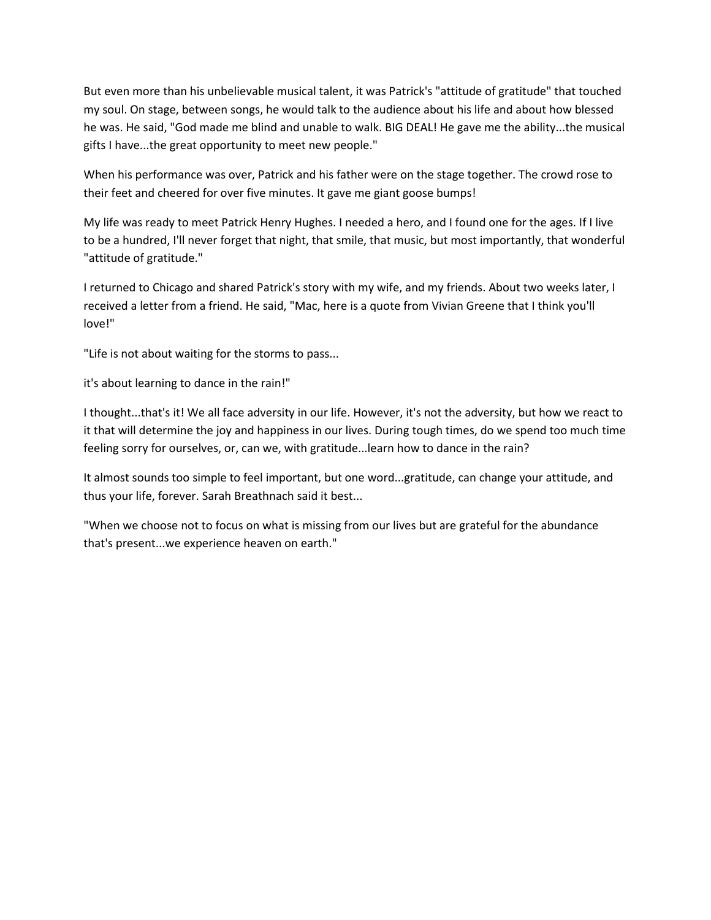But even more than his unbelievable musical talent, it was Patrick's "attitude of gratitude" that touched my soul. On stage, between songs, he would talk to the audience about his life and about how blessed he was. He said, "God made me blind and unable to walk. BIG DEAL! He gave me the ability...the musical gifts I have...the great opportunity to meet new people."

When his performance was over, Patrick and his father were on the stage together. The crowd rose to their feet and cheered for over five minutes. It gave me giant goose bumps!

My life was ready to meet Patrick Henry Hughes. I needed a hero, and I found one for the ages. If I live to be a hundred, I'll never forget that night, that smile, that music, but most importantly, that wonderful "attitude of gratitude."

I returned to Chicago and shared Patrick's story with my wife, and my friends. About two weeks later, I received a letter from a friend. He said, "Mac, here is a quote from Vivian Greene that I think you'll love!"

"Life is not about waiting for the storms to pass...

it's about learning to dance in the rain!"

I thought...that's it! We all face adversity in our life. However, it's not the adversity, but how we react to it that will determine the joy and happiness in our lives. During tough times, do we spend too much time feeling sorry for ourselves, or, can we, with gratitude...learn how to dance in the rain?

It almost sounds too simple to feel important, but one word...gratitude, can change your attitude, and thus your life, forever. Sarah Breathnach said it best...

"When we choose not to focus on what is missing from our lives but are grateful for the abundance that's present...we experience heaven on earth."